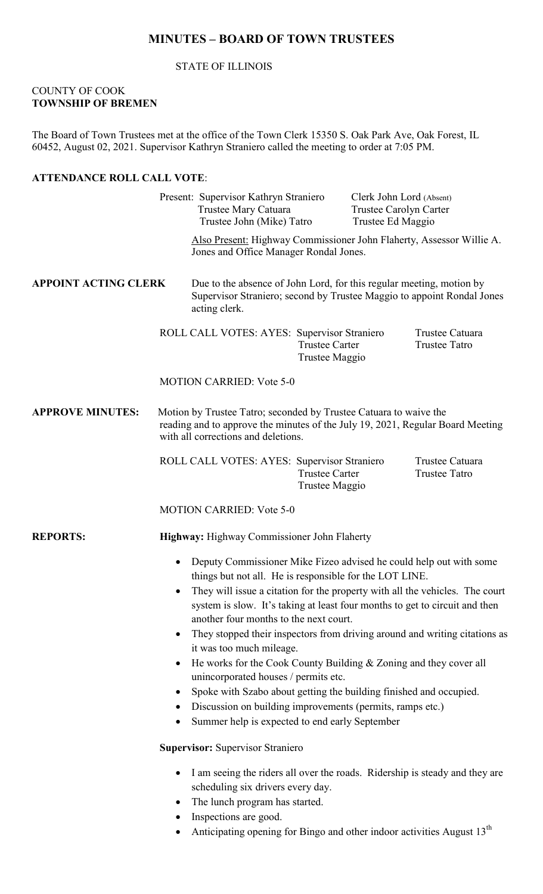# MINUTES – BOARD OF TOWN TRUSTEES

STATE OF ILLINOIS

COUNTY OF COOK
**TOWNSHIP OF BREMEN**

The Board of Town Trustees met at the office of the Town Clerk 15350 S. Oak Park Ave, Oak Forest, IL 60452, August 02, 2021. Supervisor Kathryn Straniero called the meeting to order at 7:05 PM.

**ATTENDANCE ROLL CALL VOTE**:

Present: Supervisor Kathryn Straniero, Clerk John Lord (Absent), Trustee Mary Catuara, Trustee Carolyn Carter, Trustee John (Mike) Tatro, Trustee Ed Maggio

Also Present: Highway Commissioner John Flaherty, Assessor Willie A. Jones and Office Manager Rondal Jones.

**APPOINT ACTING CLERK** Due to the absence of John Lord, for this regular meeting, motion by Supervisor Straniero; second by Trustee Maggio to appoint Rondal Jones acting clerk.

ROLL CALL VOTES: AYES: Supervisor Straniero, Trustee Catuara, Trustee Carter, Trustee Tatro, Trustee Maggio

MOTION CARRIED: Vote 5-0

**APPROVE MINUTES:** Motion by Trustee Tatro; seconded by Trustee Catuara to waive the reading and to approve the minutes of the July 19, 2021, Regular Board Meeting with all corrections and deletions.

ROLL CALL VOTES: AYES: Supervisor Straniero, Trustee Catuara, Trustee Carter, Trustee Tatro, Trustee Maggio

MOTION CARRIED: Vote 5-0

**REPORTS:** **Highway:** Highway Commissioner John Flaherty

- Deputy Commissioner Mike Fizeo advised he could help out with some things but not all. He is responsible for the LOT LINE.
- They will issue a citation for the property with all the vehicles. The court system is slow. It's taking at least four months to get to circuit and then another four months to the next court.
- They stopped their inspectors from driving around and writing citations as it was too much mileage.
- He works for the Cook County Building & Zoning and they cover all unincorporated houses / permits etc.
- Spoke with Szabo about getting the building finished and occupied.
- Discussion on building improvements (permits, ramps etc.)
- Summer help is expected to end early September

**Supervisor:** Supervisor Straniero

- I am seeing the riders all over the roads. Ridership is steady and they are scheduling six drivers every day.
- The lunch program has started.
- Inspections are good.
- Anticipating opening for Bingo and other indoor activities August 13th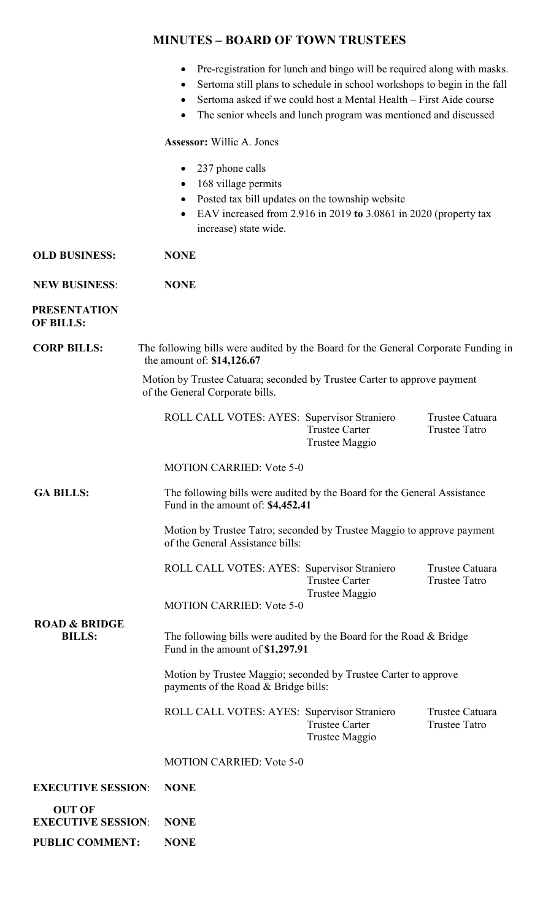## MINUTES – BOARD OF TOWN TRUSTEES

- Pre-registration for lunch and bingo will be required along with masks.
- Sertoma still plans to schedule in school workshops to begin in the fall
- Sertoma asked if we could host a Mental Health – First Aide course
- The senior wheels and lunch program was mentioned and discussed

**Assessor:** Willie A. Jones

- 237 phone calls
- 168 village permits
- Posted tax bill updates on the township website
- EAV increased from 2.916 in 2019 **to** 3.0861 in 2020 (property tax increase) state wide.

**OLD BUSINESS:** **NONE**

**NEW BUSINESS:** **NONE**

**PRESENTATION OF BILLS:**

**CORP BILLS:** The following bills were audited by the Board for the General Corporate Funding in the amount of: **$14,126.67**

Motion by Trustee Catuara; seconded by Trustee Carter to approve payment of the General Corporate bills.

ROLL CALL VOTES: AYES: Supervisor Straniero, Trustee Catuara, Trustee Carter, Trustee Tatro, Trustee Maggio

MOTION CARRIED: Vote 5-0

**GA BILLS:** The following bills were audited by the Board for the General Assistance Fund in the amount of: **$4,452.41**

Motion by Trustee Tatro; seconded by Trustee Maggio to approve payment of the General Assistance bills:

ROLL CALL VOTES: AYES: Supervisor Straniero, Trustee Catuara, Trustee Carter, Trustee Tatro, Trustee Maggio

MOTION CARRIED: Vote 5-0

**ROAD & BRIDGE BILLS:** The following bills were audited by the Board for the Road & Bridge Fund in the amount of **$1,297.91**

Motion by Trustee Maggio; seconded by Trustee Carter to approve payments of the Road & Bridge bills:

ROLL CALL VOTES: AYES: Supervisor Straniero, Trustee Catuara, Trustee Carter, Trustee Tatro, Trustee Maggio

MOTION CARRIED: Vote 5-0

**EXECUTIVE SESSION:** **NONE**

**OUT OF EXECUTIVE SESSION:** **NONE**

**PUBLIC COMMENT:** **NONE**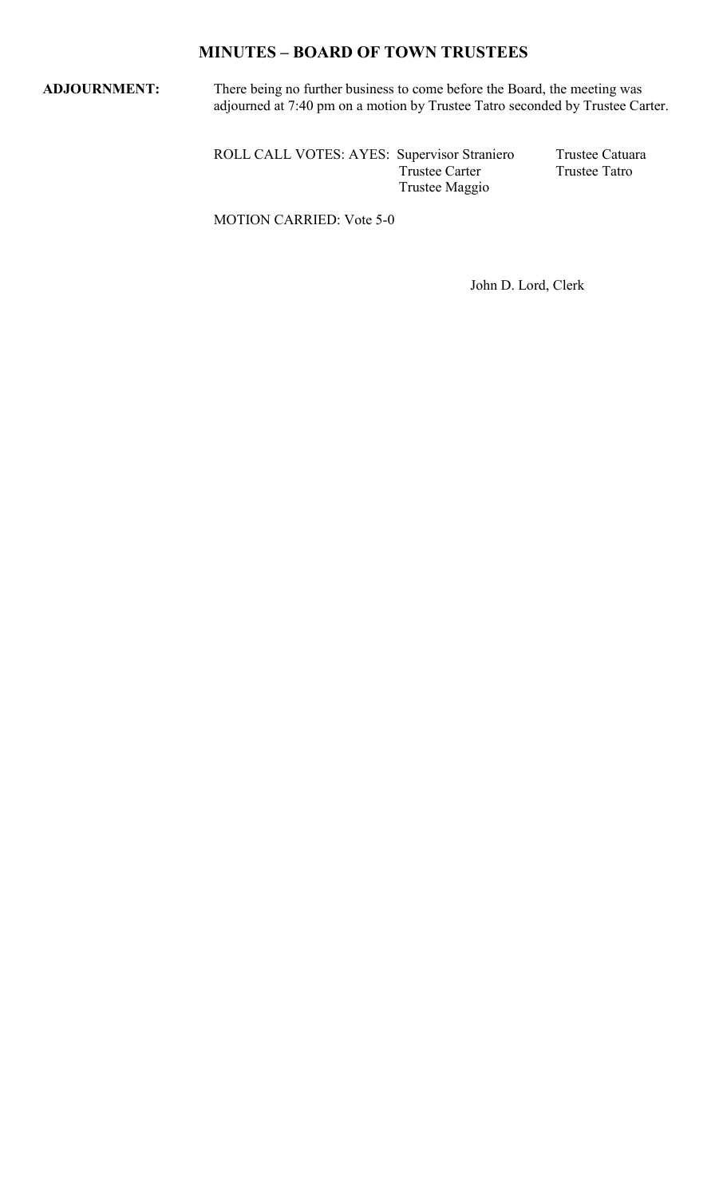**ADJOURNMENT:** There being no further business to come before the Board, the meeting was adjourned at 7:40 pm on a motion by Trustee Tatro seconded by Trustee Carter.

ROLL CALL VOTES: AYES: Supervisor Straniero, Trustee Catuara, Trustee Carter, Trustee Tatro, Trustee Maggio

MOTION CARRIED: Vote 5-0

John D. Lord, Clerk